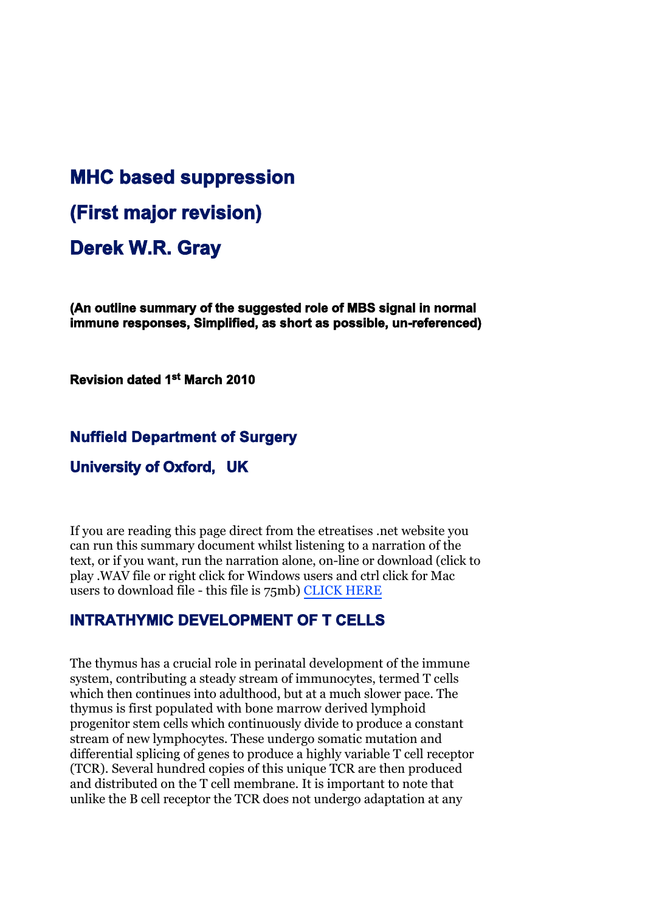# MHC based suppression

# (First major revision)

# Derek W.R. Gray

**(An outline summary of the suggested role of MBS signal in normal immune responses, Simplified, as short as possible, un-referenced)**

**Revision dated 1st March 2010**

## Nuffield Department of Surgery

## University of Oxford, UK

If you are reading this page direct from the etreatises .net website you can run this summary document whilst listening to a narration of the text, or if you want, run the narration alone, on-line or download (click to play .WAV file or right click for Windows users and ctrl click for Mac users to download file - this file is 75mb) CLICK HERE

## INTRATHYMIC DEVELOPMENT OF T CELLS

The thymus has a crucial role in perinatal development of the immune system, contributing a steady stream of immunocytes, termed T cells which then continues into adulthood, but at a much slower pace. The thymus is first populated with bone marrow derived lymphoid progenitor stem cells which continuously divide to produce a constant stream of new lymphocytes. These undergo somatic mutation and differential splicing of genes to produce a highly variable T cell receptor (TCR). Several hundred copies of this unique TCR are then produced and distributed on the T cell membrane. It is important to note that unlike the B cell receptor the TCR does not undergo adaptation at any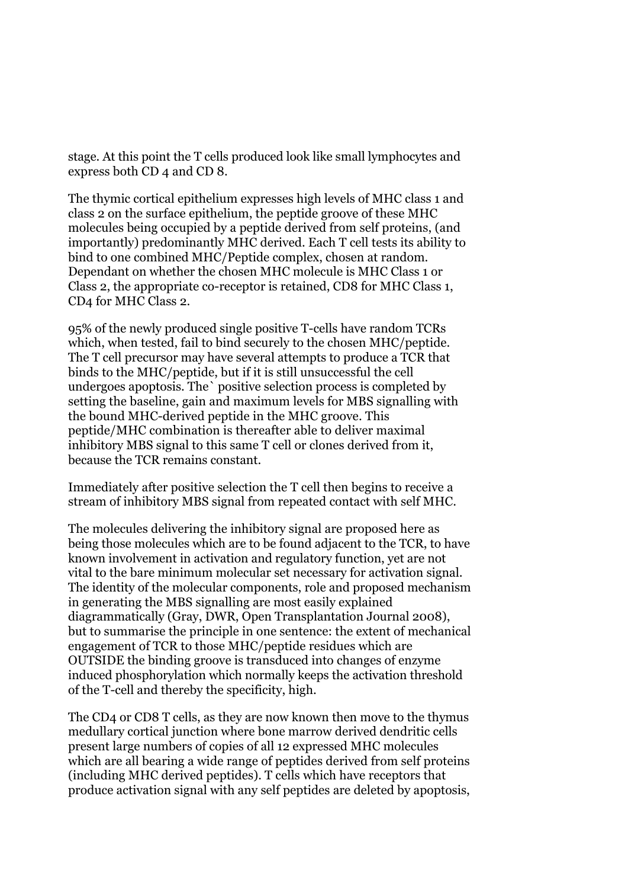stage. At this point the T cells produced look like small lymphocytes and express both CD 4 and CD 8.

The thymic cortical epithelium expresses high levels of MHC class 1 and class 2 on the surface epithelium, the peptide groove of these MHC molecules being occupied by a peptide derived from self proteins, (and importantly) predominantly MHC derived. Each T cell tests its ability to bind to one combined MHC/Peptide complex, chosen at random. Dependant on whether the chosen MHC molecule is MHC Class 1 or Class 2, the appropriate co-receptor is retained, CD8 for MHC Class 1, CD4 for MHC Class 2.

95% of the newly produced single positive T-cells have random TCRs which, when tested, fail to bind securely to the chosen MHC/peptide. The T cell precursor may have several attempts to produce a TCR that binds to the MHC/peptide, but if it is still unsuccessful the cell undergoes apoptosis. The` positive selection process is completed by setting the baseline, gain and maximum levels for MBS signalling with the bound MHC-derived peptide in the MHC groove. This peptide/MHC combination is thereafter able to deliver maximal inhibitory MBS signal to this same T cell or clones derived from it, because the TCR remains constant.

Immediately after positive selection the T cell then begins to receive a stream of inhibitory MBS signal from repeated contact with self MHC.

The molecules delivering the inhibitory signal are proposed here as being those molecules which are to be found adjacent to the TCR, to have known involvement in activation and regulatory function, yet are not vital to the bare minimum molecular set necessary for activation signal. The identity of the molecular components, role and proposed mechanism in generating the MBS signalling are most easily explained diagrammatically (Gray, DWR, Open Transplantation Journal 2008), but to summarise the principle in one sentence: the extent of mechanical engagement of TCR to those MHC/peptide residues which are OUTSIDE the binding groove is transduced into changes of enzyme induced phosphorylation which normally keeps the activation threshold of the T-cell and thereby the specificity, high.

The CD4 or CD8 T cells, as they are now known then move to the thymus medullary cortical junction where bone marrow derived dendritic cells present large numbers of copies of all 12 expressed MHC molecules which are all bearing a wide range of peptides derived from self proteins (including MHC derived peptides). T cells which have receptors that produce activation signal with any self peptides are deleted by apoptosis,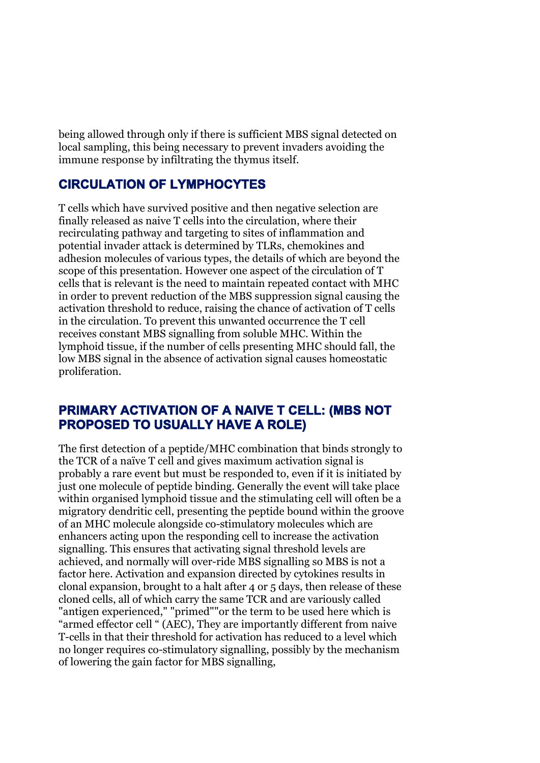being allowed through only if there is sufficient MBS signal detected on local sampling, this being necessary to prevent invaders avoiding the immune response by infiltrating the thymus itself.

## CIRCULATION OF LYMPHOCYTES

T cells which have survived positive and then negative selection are finally released as naive T cells into the circulation, where their recirculating pathway and targeting to sites of inflammation and potential invader attack is determined by TLRs, chemokines and adhesion molecules of various types, the details of which are beyond the scope of this presentation. However one aspect of the circulation of T cells that is relevant is the need to maintain repeated contact with MHC in order to prevent reduction of the MBS suppression signal causing the activation threshold to reduce, raising the chance of activation of T cells in the circulation. To prevent this unwanted occurrence the T cell receives constant MBS signalling from soluble MHC. Within the lymphoid tissue, if the number of cells presenting MHC should fall, the low MBS signal in the absence of activation signal causes homeostatic proliferation.

## PRIMARY ACTIVATION OF A NAIVE T CELL: (MBS NOT PROPOSED TO USUALLY HAVE A ROLE)

The first detection of a peptide/MHC combination that binds strongly to the TCR of a naïve T cell and gives maximum activation signal is probably a rare event but must be responded to, even if it is initiated by just one molecule of peptide binding. Generally the event will take place within organised lymphoid tissue and the stimulating cell will often be a migratory dendritic cell, presenting the peptide bound within the groove of an MHC molecule alongside co-stimulatory molecules which are enhancers acting upon the responding cell to increase the activation signalling. This ensures that activating signal threshold levels are achieved, and normally will over-ride MBS signalling so MBS is not a factor here. Activation and expansion directed by cytokines results in clonal expansion, brought to a halt after 4 or 5 days, then release of these cloned cells, all of which carry the same TCR and are variously called "antigen experienced," "primed""or the term to be used here which is "armed effector cell " (AEC), They are importantly different from naive T-cells in that their threshold for activation has reduced to a level which no longer requires co-stimulatory signalling, possibly by the mechanism of lowering the gain factor for MBS signalling,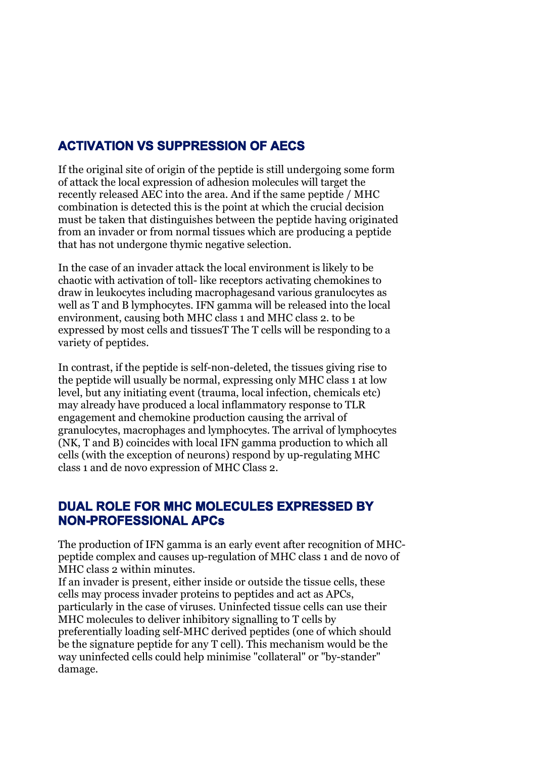## ACTIVATION VS SUPPRESSION OF AECS

If the original site of origin of the peptide is still undergoing some form of attack the local expression of adhesion molecules will target the recently released AEC into the area. And if the same peptide / MHC combination is detected this is the point at which the crucial decision must be taken that distinguishes between the peptide having originated from an invader or from normal tissues which are producing a peptide that has not undergone thymic negative selection.

In the case of an invader attack the local environment is likely to be chaotic with activation of toll- like receptors activating chemokines to draw in leukocytes including macrophagesand various granulocytes as well as T and B lymphocytes. IFN gamma will be released into the local environment, causing both MHC class 1 and MHC class 2. to be expressed by most cells and tissuesT The T cells will be responding to a variety of peptides.

In contrast, if the peptide is self-non-deleted, the tissues giving rise to the peptide will usually be normal, expressing only MHC class 1 at low level, but any initiating event (trauma, local infection, chemicals etc) may already have produced a local inflammatory response to TLR engagement and chemokine production causing the arrival of granulocytes, macrophages and lymphocytes. The arrival of lymphocytes (NK, T and B) coincides with local IFN gamma production to which all cells (with the exception of neurons) respond by up-regulating MHC class 1 and de novo expression of MHC Class 2.

## DUAL ROLE FOR MHC MOLECULES EXPRESSED BY NON-PROFESSIONAL APCs

The production of IFN gamma is an early event after recognition of MHC-peptide complex and causes up-regulation of MHC class 1 and de novo of MHC class 2 within minutes.
If an invader is present, either inside or outside the tissue cells, these cells may process invader proteins to peptides and act as APCs, particularly in the case of viruses. Uninfected tissue cells can use their MHC molecules to deliver inhibitory signalling to T cells by preferentially loading self-MHC derived peptides (one of which should be the signature peptide for any T cell). This mechanism would be the way uninfected cells could help minimise "collateral" or "by-stander" damage.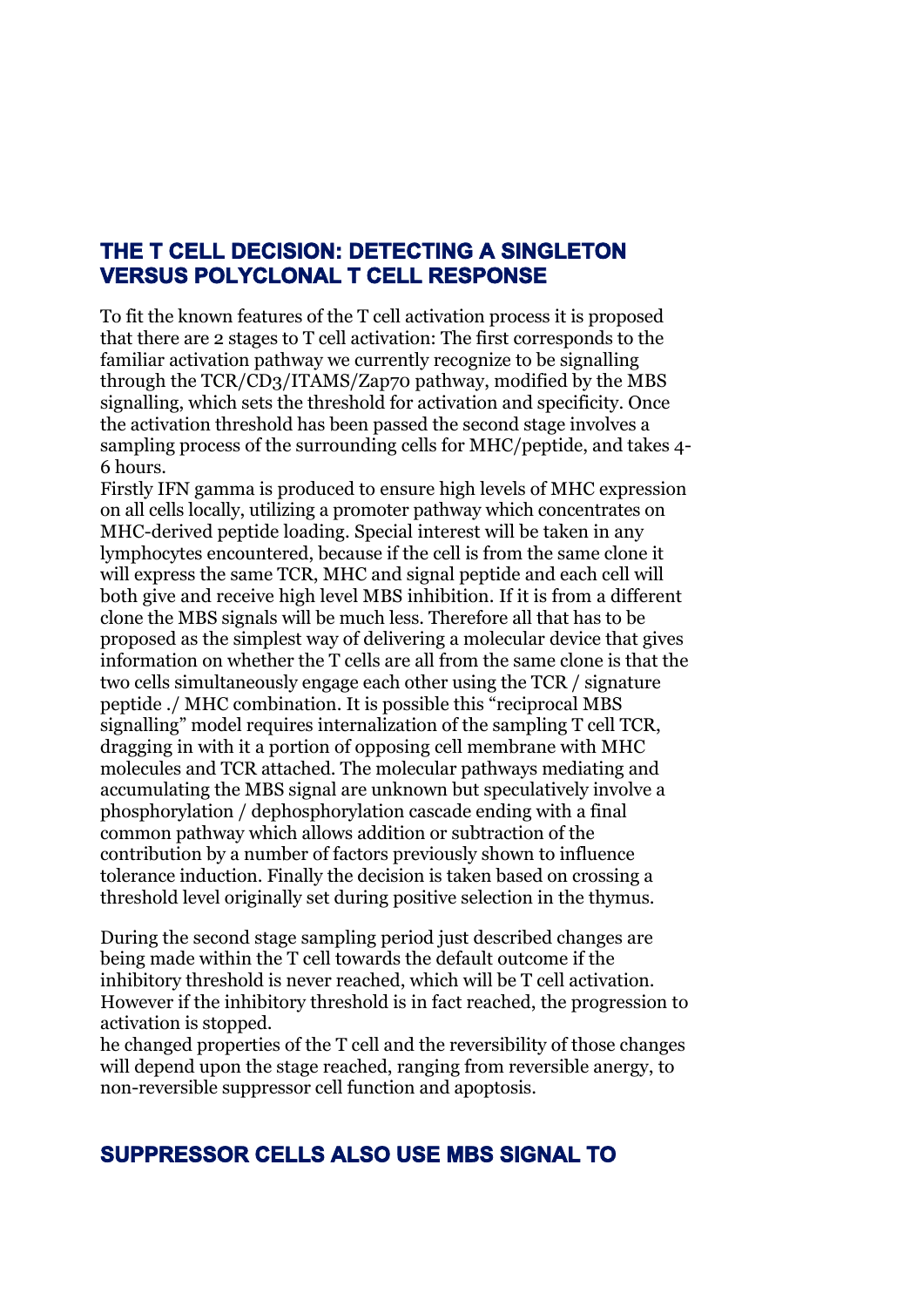## THE T CELL DECISION: DETECTING A SINGLETON VERSUS POLYCLONAL T CELL RESPONSE

To fit the known features of the T cell activation process it is proposed that there are 2 stages to T cell activation: The first corresponds to the familiar activation pathway we currently recognize to be signalling through the TCR/CD3/ITAMS/Zap70 pathway, modified by the MBS signalling, which sets the threshold for activation and specificity. Once the activation threshold has been passed the second stage involves a sampling process of the surrounding cells for MHC/peptide, and takes 4-6 hours.
Firstly IFN gamma is produced to ensure high levels of MHC expression on all cells locally, utilizing a promoter pathway which concentrates on MHC-derived peptide loading. Special interest will be taken in any lymphocytes encountered, because if the cell is from the same clone it will express the same TCR, MHC and signal peptide and each cell will both give and receive high level MBS inhibition. If it is from a different clone the MBS signals will be much less. Therefore all that has to be proposed as the simplest way of delivering a molecular device that gives information on whether the T cells are all from the same clone is that the two cells simultaneously engage each other using the TCR / signature peptide ./ MHC combination. It is possible this "reciprocal MBS signalling" model requires internalization of the sampling T cell TCR, dragging in with it a portion of opposing cell membrane with MHC molecules and TCR attached. The molecular pathways mediating and accumulating the MBS signal are unknown but speculatively involve a phosphorylation / dephosphorylation cascade ending with a final common pathway which allows addition or subtraction of the contribution by a number of factors previously shown to influence tolerance induction. Finally the decision is taken based on crossing a threshold level originally set during positive selection in the thymus.

During the second stage sampling period just described changes are being made within the T cell towards the default outcome if the inhibitory threshold is never reached, which will be T cell activation. However if the inhibitory threshold is in fact reached, the progression to activation is stopped.
he changed properties of the T cell and the reversibility of those changes will depend upon the stage reached, ranging from reversible anergy, to non-reversible suppressor cell function and apoptosis.

## SUPPRESSOR CELLS ALSO USE MBS SIGNAL TO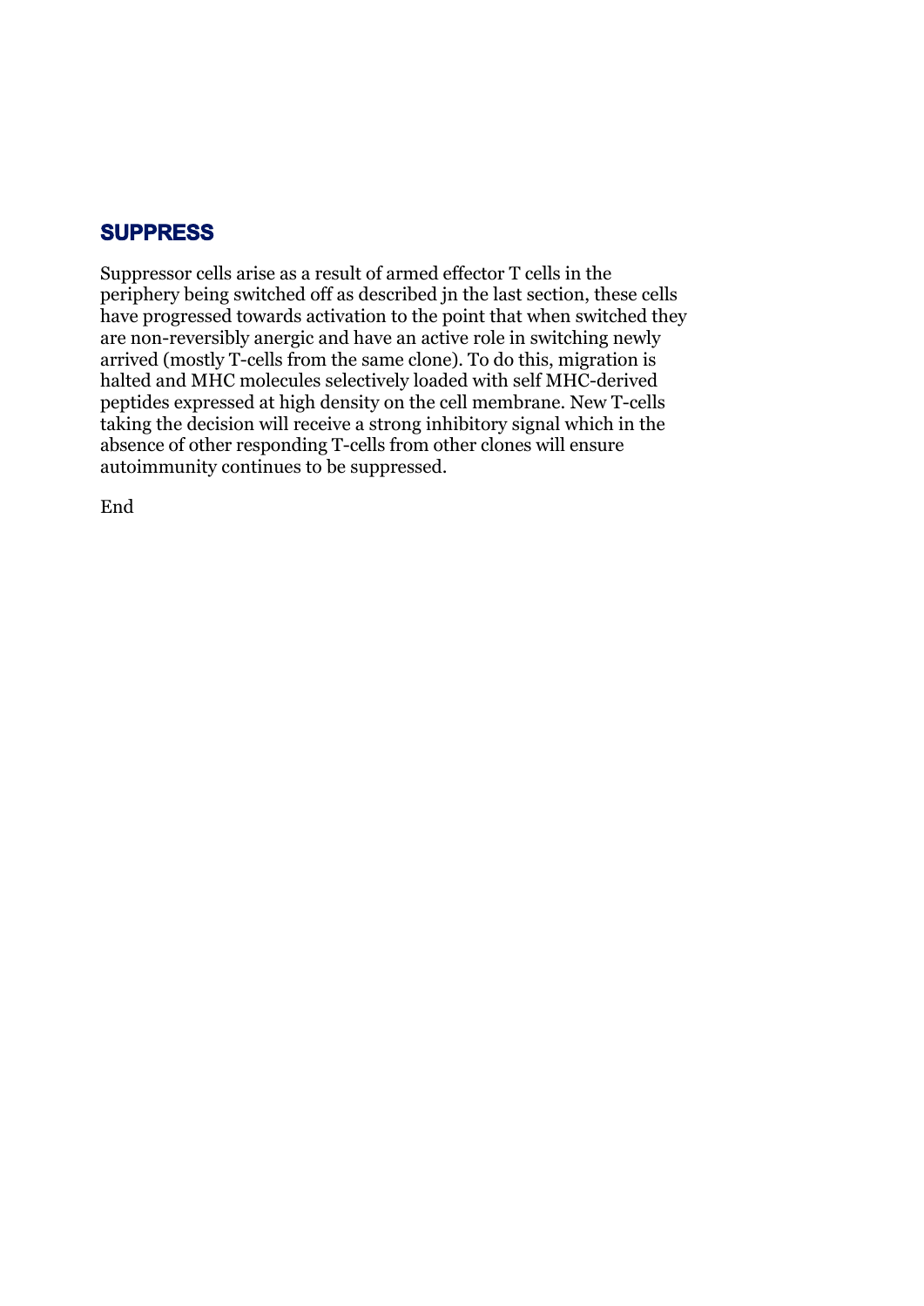## SUPPRESS

Suppressor cells arise as a result of armed effector T cells in the periphery being switched off as described jn the last section, these cells have progressed towards activation to the point that when switched they are non-reversibly anergic and have an active role in switching newly arrived (mostly T-cells from the same clone). To do this, migration is halted and MHC molecules selectively loaded with self MHC-derived peptides expressed at high density on the cell membrane. New T-cells taking the decision will receive a strong inhibitory signal which in the absence of other responding T-cells from other clones will ensure autoimmunity continues to be suppressed.

End